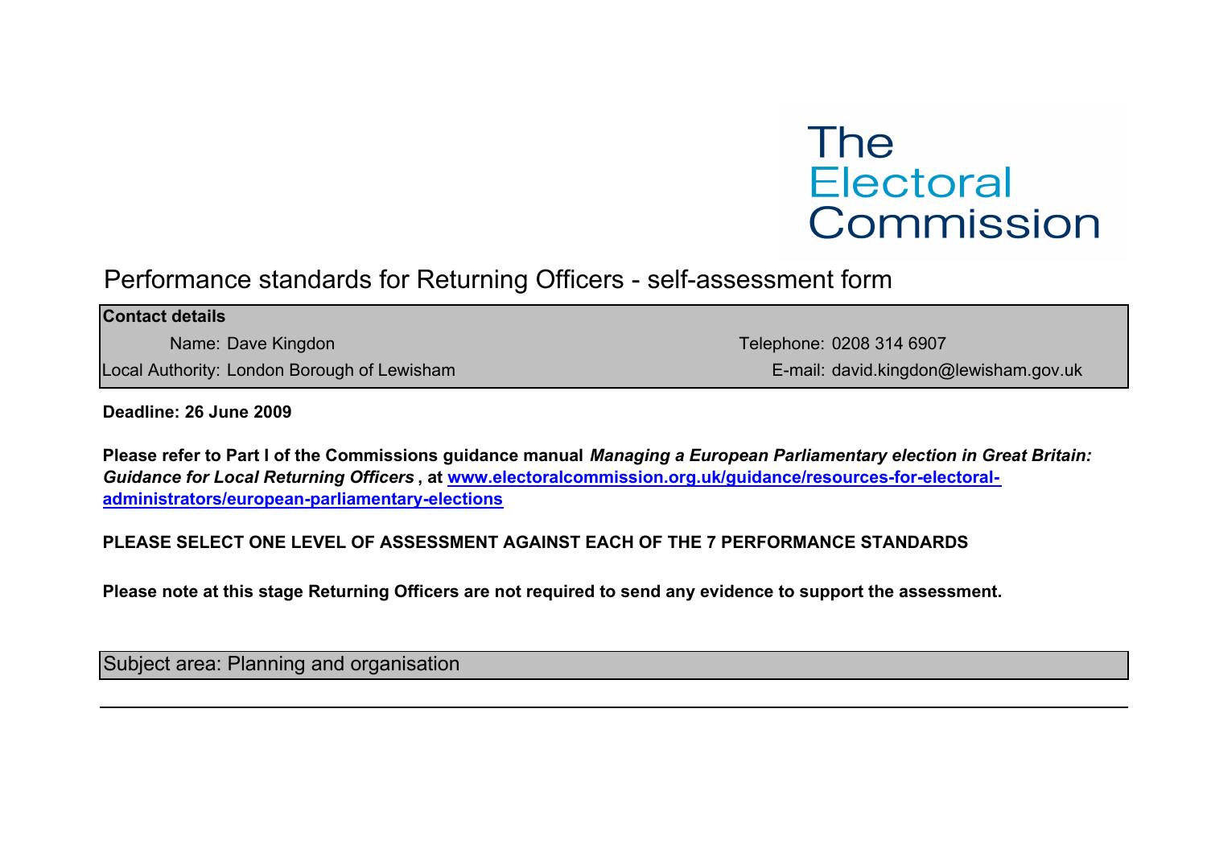The Electoral Commission

# Performance standards for Returning Officers - self-assessment form

| **Contact details** | |
| --- | --- |
| Name: Dave Kingdon | Telephone: 0208 314 6907 |
| Local Authority: London Borough of Lewisham | E-mail: david.kingdon@lewisham.gov.uk |

**Deadline: 26 June 2009**

**Please refer to Part I of the Commissions guidance manual *Managing a European Parliamentary election in Great Britain: Guidance for Local Returning Officers*, at [www.electoralcommission.org.uk/guidance/resources-for-electoral-administrators/european-parliamentary-elections](www.electoralcommission.org.uk/guidance/resources-for-electoral-administrators/european-parliamentary-elections)**

**PLEASE SELECT ONE LEVEL OF ASSESSMENT AGAINST EACH OF THE 7 PERFORMANCE STANDARDS**

**Please note at this stage Returning Officers are not required to send any evidence to support the assessment.**

Subject area: Planning and organisation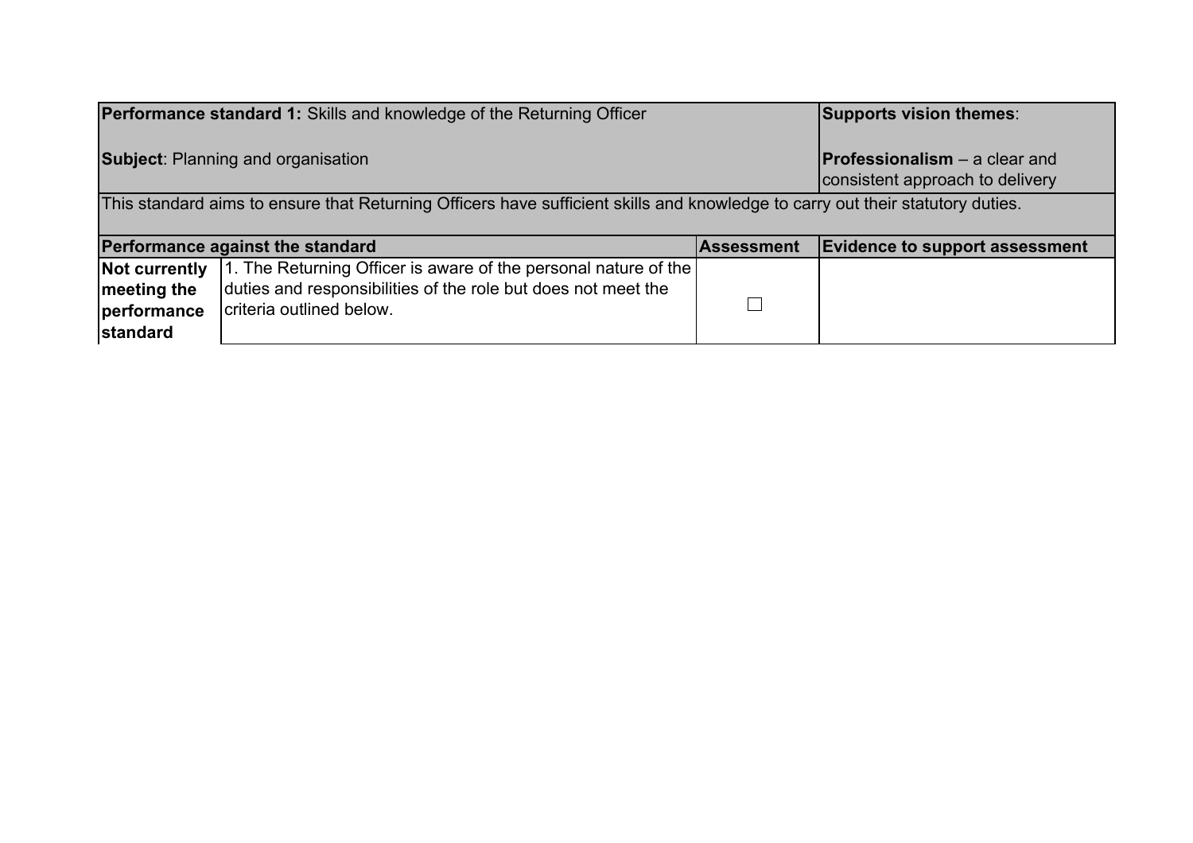| **Performance standard 1:** Skills and knowledge of the Returning Officer<br><br>**Subject**: Planning and organisation | | | **Supports vision themes**:<br><br>**Professionalism** – a clear and consistent approach to delivery |
|---|---|---|---|
| This standard aims to ensure that Returning Officers have sufficient skills and knowledge to carry out their statutory duties. | | | |
| **Performance against the standard** | | **Assessment** | **Evidence to support assessment** |
| **Not currently meeting the performance standard** | 1. The Returning Officer is aware of the personal nature of the duties and responsibilities of the role but does not meet the criteria outlined below. | ☐ | |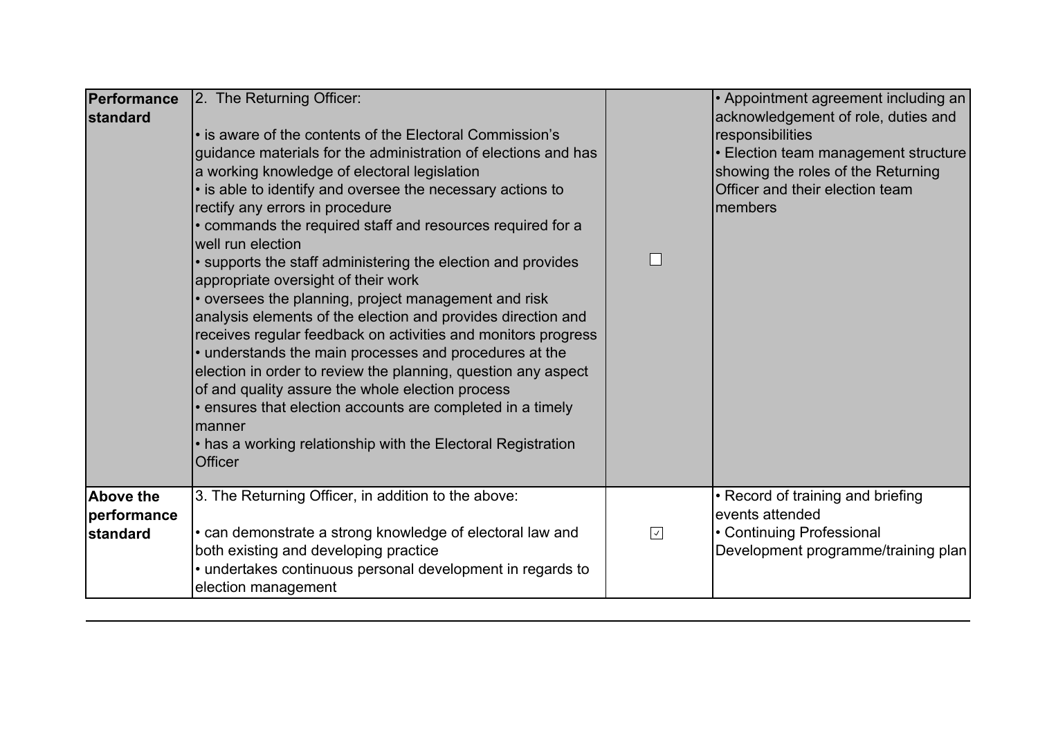| | | | |
|---|---|---|---|
| **Performance standard** | 2. The Returning Officer:<br><br>• is aware of the contents of the Electoral Commission's guidance materials for the administration of elections and has a working knowledge of electoral legislation<br>• is able to identify and oversee the necessary actions to rectify any errors in procedure<br>• commands the required staff and resources required for a well run election<br>• supports the staff administering the election and provides appropriate oversight of their work<br>• oversees the planning, project management and risk analysis elements of the election and provides direction and receives regular feedback on activities and monitors progress<br>• understands the main processes and procedures at the election in order to review the planning, question any aspect of and quality assure the whole election process<br>• ensures that election accounts are completed in a timely manner<br>• has a working relationship with the Electoral Registration Officer | ☐ | • Appointment agreement including an acknowledgement of role, duties and responsibilities<br>• Election team management structure showing the roles of the Returning Officer and their election team members |
| **Above the performance standard** | 3. The Returning Officer, in addition to the above:<br><br>• can demonstrate a strong knowledge of electoral law and both existing and developing practice<br>• undertakes continuous personal development in regards to election management | ☑ | • Record of training and briefing events attended<br>• Continuing Professional Development programme/training plan |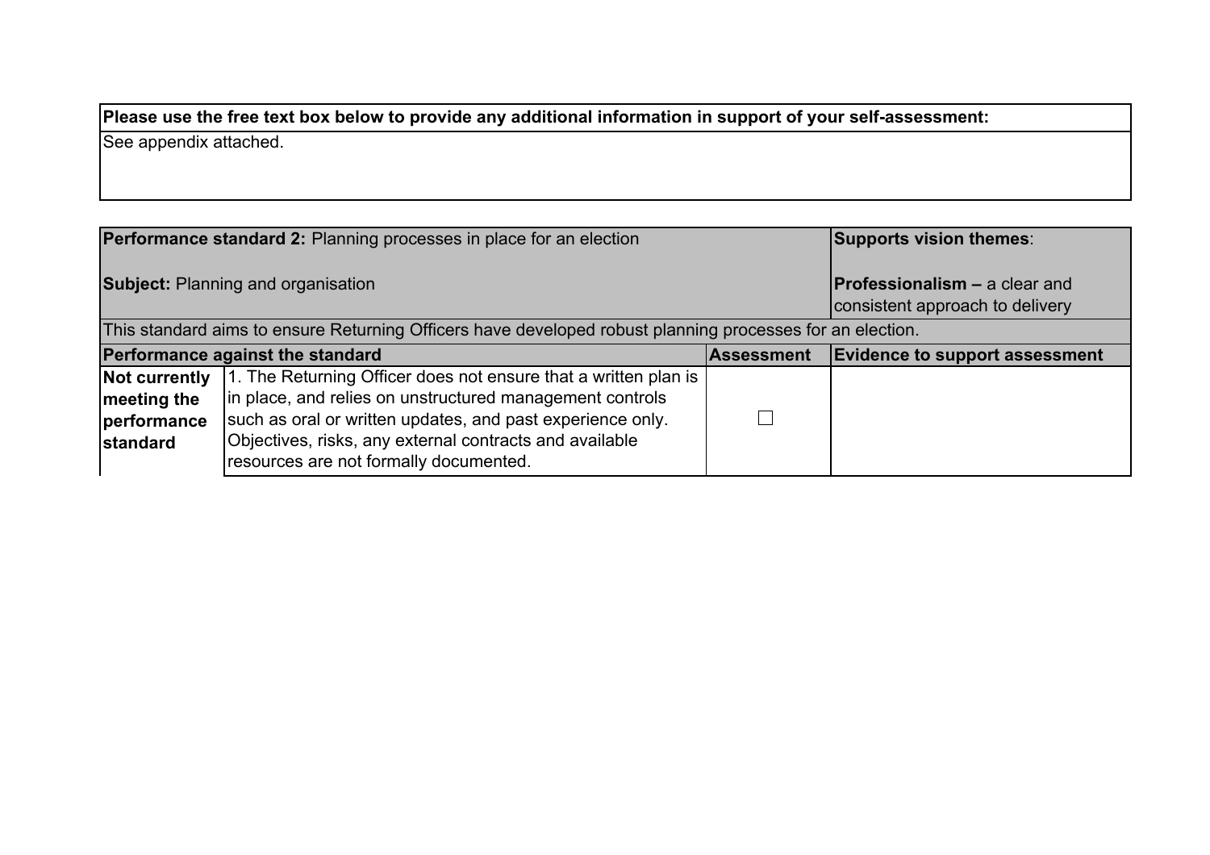| Please use the free text box below to provide any additional information in support of your self-assessment: |
|---|
| See appendix attached. |

| **Performance standard 2:** Planning processes in place for an election<br><br>**Subject:** Planning and organisation | | | **Supports vision themes**:<br><br>**Professionalism –** a clear and consistent approach to delivery |
|---|---|---|---|
| This standard aims to ensure Returning Officers have developed robust planning processes for an election. | | | |
| **Performance against the standard** | | **Assessment** | **Evidence to support assessment** |
| **Not currently meeting the performance standard** | 1. The Returning Officer does not ensure that a written plan is in place, and relies on unstructured management controls such as oral or written updates, and past experience only. Objectives, risks, any external contracts and available resources are not formally documented. | ☐ | |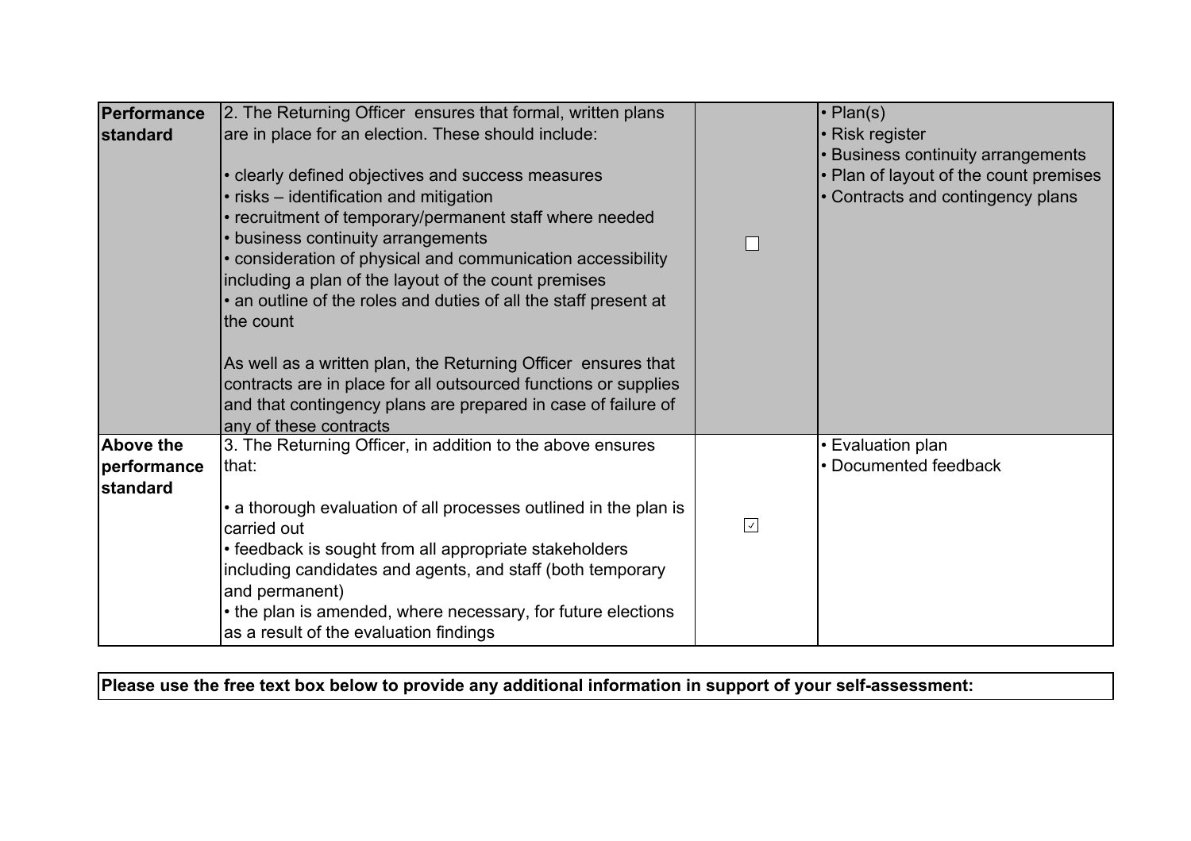| | | | |
|---|---|---|---|
| **Performance standard** | 2. The Returning Officer ensures that formal, written plans are in place for an election. These should include:<br><br>• clearly defined objectives and success measures<br>• risks – identification and mitigation<br>• recruitment of temporary/permanent staff where needed<br>• business continuity arrangements<br>• consideration of physical and communication accessibility including a plan of the layout of the count premises<br>• an outline of the roles and duties of all the staff present at the count<br><br>As well as a written plan, the Returning Officer ensures that contracts are in place for all outsourced functions or supplies and that contingency plans are prepared in case of failure of any of these contracts | ☐ | • Plan(s)<br>• Risk register<br>• Business continuity arrangements<br>• Plan of layout of the count premises<br>• Contracts and contingency plans |
| **Above the performance standard** | 3. The Returning Officer, in addition to the above ensures that:<br><br>• a thorough evaluation of all processes outlined in the plan is carried out<br>• feedback is sought from all appropriate stakeholders including candidates and agents, and staff (both temporary and permanent)<br>• the plan is amended, where necessary, for future elections as a result of the evaluation findings | ☑ | • Evaluation plan<br>• Documented feedback |

**Please use the free text box below to provide any additional information in support of your self-assessment:**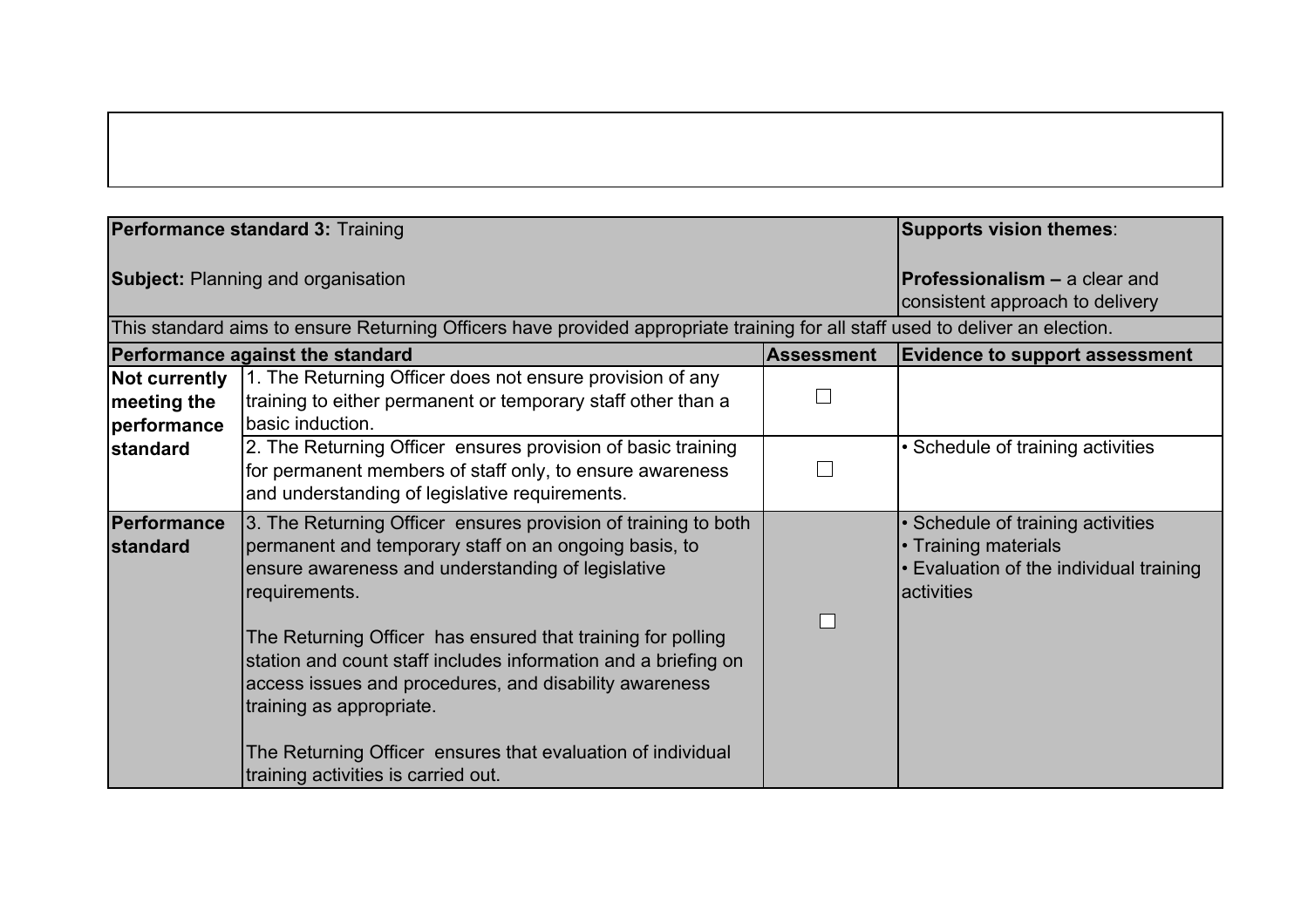| **Performance standard 3:** Training<br><br>**Subject:** Planning and organisation | | | **Supports vision themes**:<br><br>**Professionalism –** a clear and consistent approach to delivery |
|---|---|---|---|
| This standard aims to ensure Returning Officers have provided appropriate training for all staff used to deliver an election. | | | |
| **Performance against the standard** | | **Assessment** | **Evidence to support assessment** |
| **Not currently meeting the performance standard** | 1. The Returning Officer does not ensure provision of any training to either permanent or temporary staff other than a basic induction. | ☐ | |
| | 2. The Returning Officer ensures provision of basic training for permanent members of staff only, to ensure awareness and understanding of legislative requirements. | ☐ | • Schedule of training activities |
| **Performance standard** | 3. The Returning Officer ensures provision of training to both permanent and temporary staff on an ongoing basis, to ensure awareness and understanding of legislative requirements.<br><br>The Returning Officer has ensured that training for polling station and count staff includes information and a briefing on access issues and procedures, and disability awareness training as appropriate.<br><br>The Returning Officer ensures that evaluation of individual training activities is carried out. | ☐ | • Schedule of training activities<br>• Training materials<br>• Evaluation of the individual training activities |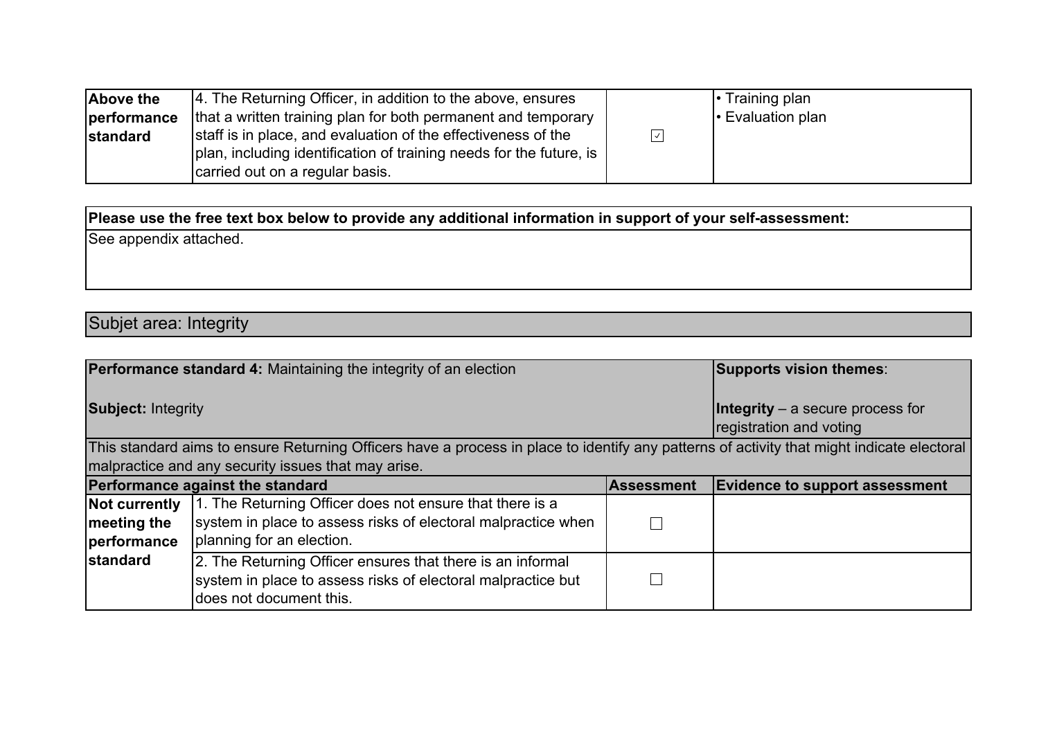| Above the performance standard | 4. The Returning Officer, in addition to the above, ensures that a written training plan for both permanent and temporary staff is in place, and evaluation of the effectiveness of the plan, including identification of training needs for the future, is carried out on a regular basis. | ☑ | • Training plan<br>• Evaluation plan |
|---|---|---|---|

| Please use the free text box below to provide any additional information in support of your self-assessment: |
|---|
| See appendix attached. |

## Subjet area: Integrity

| **Performance standard 4:** Maintaining the integrity of an election<br><br>**Subject:** Integrity | | | **Supports vision themes**:<br><br>**Integrity** – a secure process for registration and voting |
|---|---|---|---|
| This standard aims to ensure Returning Officers have a process in place to identify any patterns of activity that might indicate electoral malpractice and any security issues that may arise. | | | |
| **Performance against the standard** | | **Assessment** | **Evidence to support assessment** |
| **Not currently meeting the performance standard** | 1. The Returning Officer does not ensure that there is a system in place to assess risks of electoral malpractice when planning for an election. | ☐ | |
| | 2. The Returning Officer ensures that there is an informal system in place to assess risks of electoral malpractice but does not document this. | ☐ | |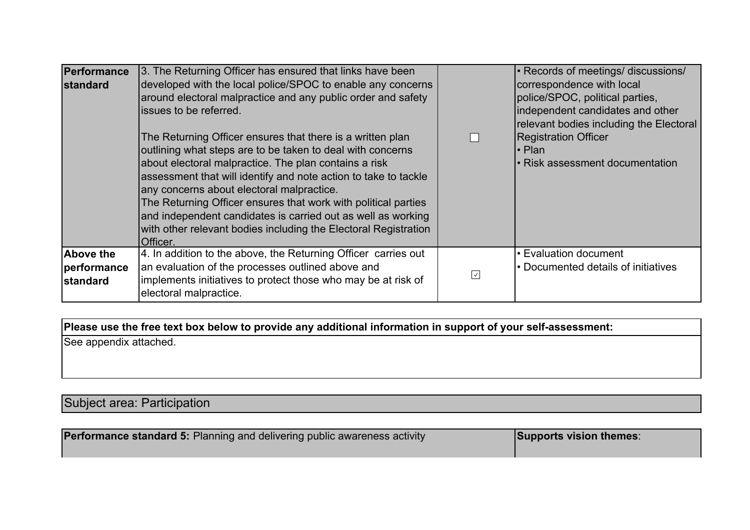| | | | |
|---|---|---|---|
| **Performance standard** | 3. The Returning Officer has ensured that links have been developed with the local police/SPOC to enable any concerns around electoral malpractice and any public order and safety issues to be referred.<br><br>The Returning Officer ensures that there is a written plan outlining what steps are to be taken to deal with concerns about electoral malpractice. The plan contains a risk assessment that will identify and note action to take to tackle any concerns about electoral malpractice.<br>The Returning Officer ensures that work with political parties and independent candidates is carried out as well as working with other relevant bodies including the Electoral Registration Officer. | ☐ | • Records of meetings/ discussions/ correspondence with local police/SPOC, political parties, independent candidates and other relevant bodies including the Electoral Registration Officer<br>• Plan<br>• Risk assessment documentation |
| **Above the performance standard** | 4. In addition to the above, the Returning Officer carries out an evaluation of the processes outlined above and implements initiatives to protect those who may be at risk of electoral malpractice. | ☑ | • Evaluation document<br>• Documented details of initiatives |

| **Please use the free text box below to provide any additional information in support of your self-assessment:** |
|---|
| See appendix attached. |

## Subject area: Participation

| **Performance standard 5:** Planning and delivering public awareness activity | **Supports vision themes**: |
|---|---|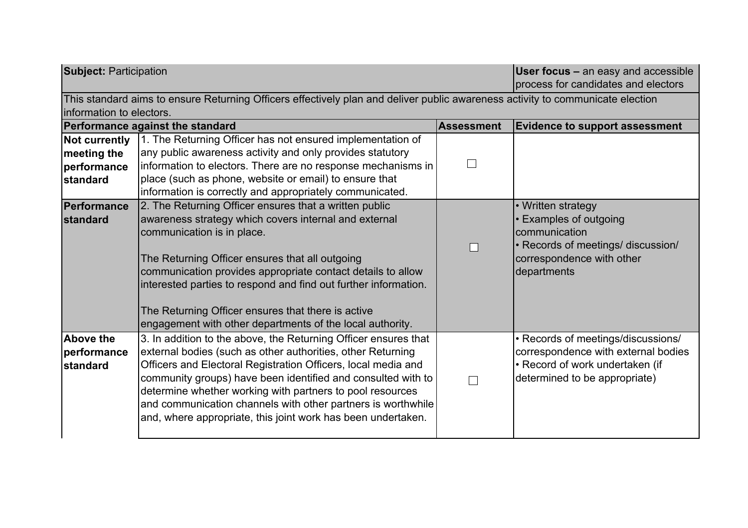| **Subject:** Participation | | | **User focus –** an easy and accessible process for candidates and electors |
| --- | --- | --- | --- |
| This standard aims to ensure Returning Officers effectively plan and deliver public awareness activity to communicate election information to electors. | | | |
| **Performance against the standard** | | **Assessment** | **Evidence to support assessment** |
| **Not currently meeting the performance standard** | 1. The Returning Officer has not ensured implementation of any public awareness activity and only provides statutory information to electors. There are no response mechanisms in place (such as phone, website or email) to ensure that information is correctly and appropriately communicated. | ☐ | |
| **Performance standard** | 2. The Returning Officer ensures that a written public awareness strategy which covers internal and external communication is in place.<br><br>The Returning Officer ensures that all outgoing communication provides appropriate contact details to allow interested parties to respond and find out further information.<br><br>The Returning Officer ensures that there is active engagement with other departments of the local authority. | ☐ | • Written strategy<br>• Examples of outgoing communication<br>• Records of meetings/ discussion/ correspondence with other departments |
| **Above the performance standard** | 3. In addition to the above, the Returning Officer ensures that external bodies (such as other authorities, other Returning Officers and Electoral Registration Officers, local media and community groups) have been identified and consulted with to determine whether working with partners to pool resources and communication channels with other partners is worthwhile and, where appropriate, this joint work has been undertaken. | ☐ | • Records of meetings/discussions/ correspondence with external bodies<br>• Record of work undertaken (if determined to be appropriate) |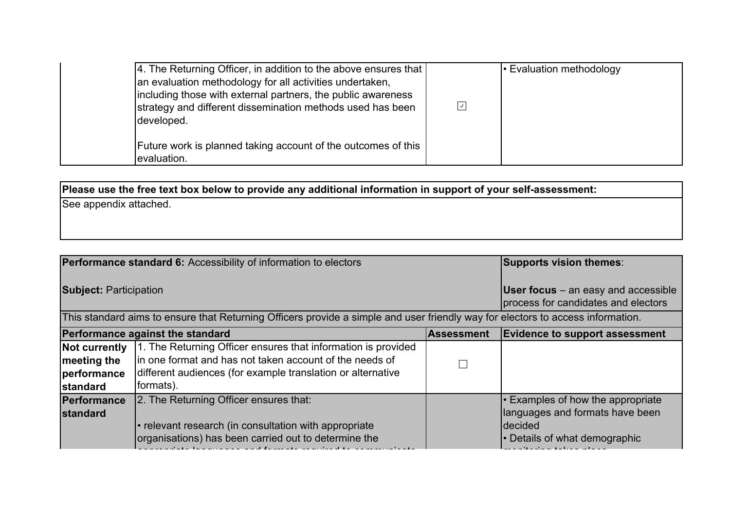| | | | |
|---|---|---|---|
| | 4. The Returning Officer, in addition to the above ensures that an evaluation methodology for all activities undertaken, including those with external partners, the public awareness strategy and different dissemination methods used has been developed.<br><br>Future work is planned taking account of the outcomes of this evaluation. | ☑ | • Evaluation methodology |

| **Please use the free text box below to provide any additional information in support of your self-assessment:** |
|---|
| See appendix attached. |

| **Performance standard 6:** Accessibility of information to electors<br><br>**Subject:** Participation | | | **Supports vision themes**:<br><br>**User focus** – an easy and accessible process for candidates and electors |
|---|---|---|---|
| This standard aims to ensure that Returning Officers provide a simple and user friendly way for electors to access information. | | | |
| **Performance against the standard** | | **Assessment** | **Evidence to support assessment** |
| **Not currently meeting the performance standard** | 1. The Returning Officer ensures that information is provided in one format and has not taken account of the needs of different audiences (for example translation or alternative formats). | ☐ | |
| **Performance standard** | 2. The Returning Officer ensures that:<br><br>• relevant research (in consultation with appropriate organisations) has been carried out to determine the | | • Examples of how the appropriate languages and formats have been decided<br>• Details of what demographic |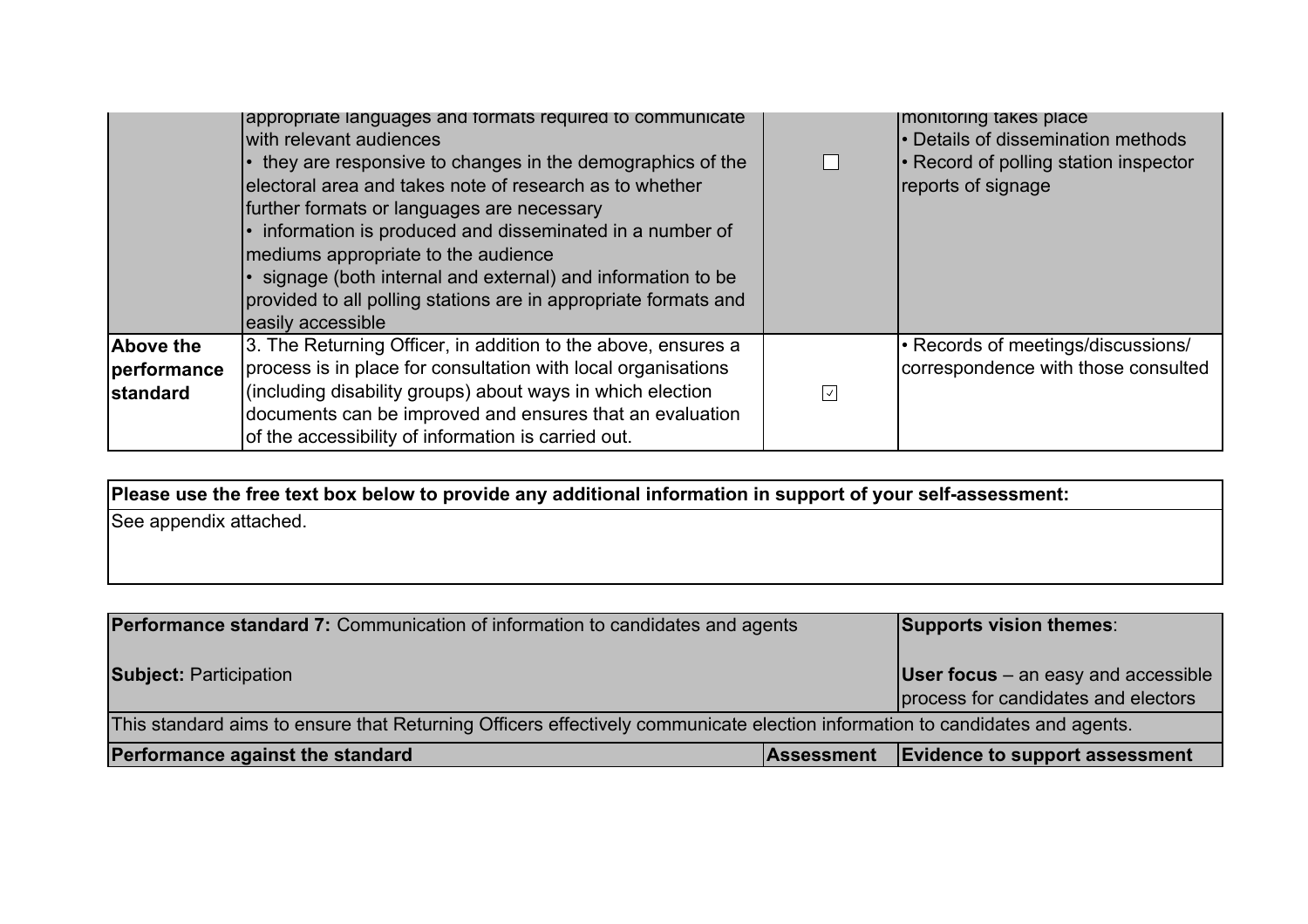| | Performance against the standard | Assessment | Evidence to support assessment |
|---|---|---|---|
| | appropriate languages and formats required to communicate with relevant audiences<br>• they are responsive to changes in the demographics of the electoral area and takes note of research as to whether further formats or languages are necessary<br>• information is produced and disseminated in a number of mediums appropriate to the audience<br>• signage (both internal and external) and information to be provided to all polling stations are in appropriate formats and easily accessible | ☐ | monitoring takes place<br>• Details of dissemination methods<br>• Record of polling station inspector reports of signage |
| **Above the performance standard** | 3. The Returning Officer, in addition to the above, ensures a process is in place for consultation with local organisations (including disability groups) about ways in which election documents can be improved and ensures that an evaluation of the accessibility of information is carried out. | ☑ | • Records of meetings/discussions/ correspondence with those consulted |

| **Please use the free text box below to provide any additional information in support of your self-assessment:** |
|---|
| See appendix attached. |

| **Performance standard 7:** Communication of information to candidates and agents<br><br>**Subject:** Participation | | **Supports vision themes**:<br><br>**User focus** – an easy and accessible process for candidates and electors |
|---|---|---|
| This standard aims to ensure that Returning Officers effectively communicate election information to candidates and agents. | | |
| **Performance against the standard** | **Assessment** | **Evidence to support assessment** |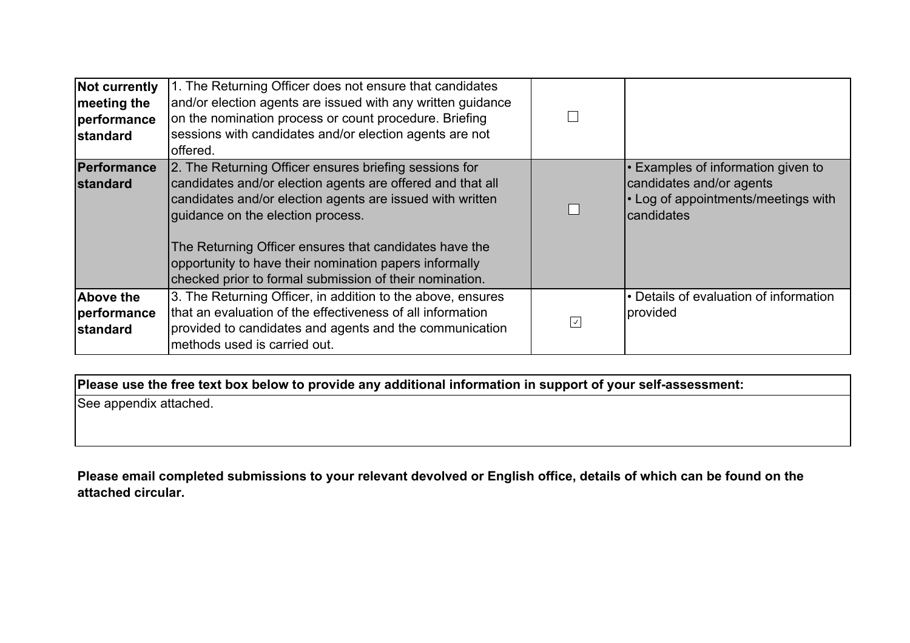| | | | |
|---|---|---|---|
| **Not currently meeting the performance standard** | 1. The Returning Officer does not ensure that candidates and/or election agents are issued with any written guidance on the nomination process or count procedure. Briefing sessions with candidates and/or election agents are not offered. | ☐ | |
| **Performance standard** | 2. The Returning Officer ensures briefing sessions for candidates and/or election agents are offered and that all candidates and/or election agents are issued with written guidance on the election process.<br><br>The Returning Officer ensures that candidates have the opportunity to have their nomination papers informally checked prior to formal submission of their nomination. | ☐ | • Examples of information given to candidates and/or agents<br>• Log of appointments/meetings with candidates |
| **Above the performance standard** | 3. The Returning Officer, in addition to the above, ensures that an evaluation of the effectiveness of all information provided to candidates and agents and the communication methods used is carried out. | ☑ | • Details of evaluation of information provided |

| **Please use the free text box below to provide any additional information in support of your self-assessment:** |
|---|
| See appendix attached. |

**Please email completed submissions to your relevant devolved or English office, details of which can be found on the attached circular.**